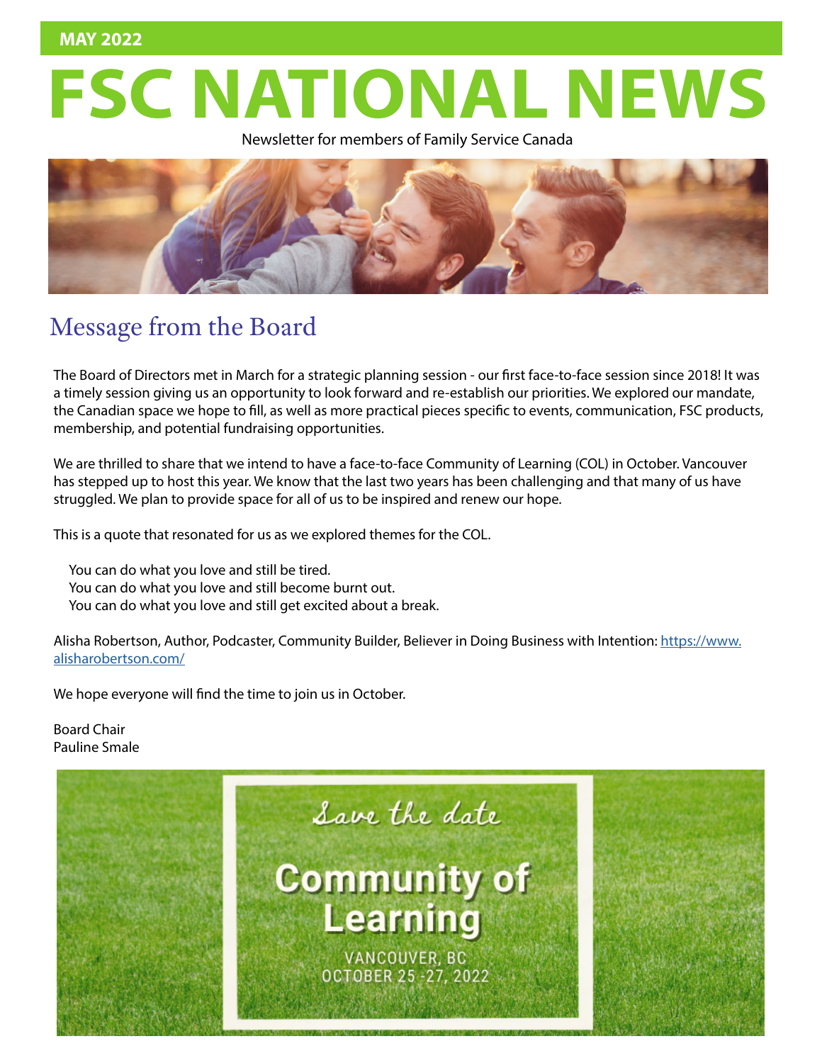MAY 2022

# FSC NATIONAL NEWS

Newsletter for members of Family Service Canada

## Message from the Board

The Board of Directors met in March for a strategic planning session - our first face-to-face session since 2018! It was a timely session giving us an opportunity to look forward and re-establish our priorities. We explored our mandate, the Canadian space we hope to fill, as well as more practical pieces specific to events, communication, FSC products, membership, and potential fundraising opportunities.

We are thrilled to share that we intend to have a face-to-face Community of Learning (COL) in October. Vancouver has stepped up to host this year. We know that the last two years has been challenging and that many of us have struggled. We plan to provide space for all of us to be inspired and renew our hope.

This is a quote that resonated for us as we explored themes for the COL.

> You can do what you love and still be tired.
> You can do what you love and still become burnt out.
> You can do what you love and still get excited about a break.

Alisha Robertson, Author, Podcaster, Community Builder, Believer in Doing Business with Intention: https://www.alisharobertson.com/

We hope everyone will find the time to join us in October.

Board Chair
Pauline Smale

Save the date

**Community of Learning**

VANCOUVER, BC
OCTOBER 25 -27, 2022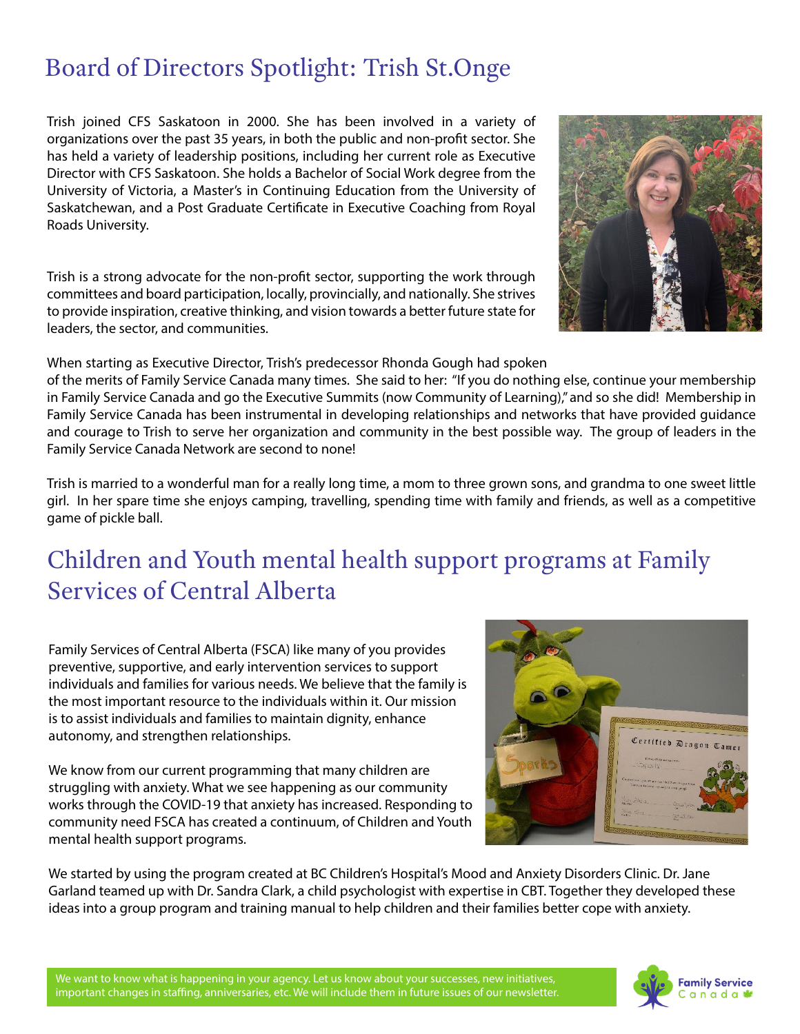# Board of Directors Spotlight: Trish St.Onge

Trish joined CFS Saskatoon in 2000. She has been involved in a variety of organizations over the past 35 years, in both the public and non-profit sector. She has held a variety of leadership positions, including her current role as Executive Director with CFS Saskatoon. She holds a Bachelor of Social Work degree from the University of Victoria, a Master's in Continuing Education from the University of Saskatchewan, and a Post Graduate Certificate in Executive Coaching from Royal Roads University.

Trish is a strong advocate for the non-profit sector, supporting the work through committees and board participation, locally, provincially, and nationally. She strives to provide inspiration, creative thinking, and vision towards a better future state for leaders, the sector, and communities.

When starting as Executive Director, Trish's predecessor Rhonda Gough had spoken of the merits of Family Service Canada many times. She said to her: "If you do nothing else, continue your membership in Family Service Canada and go the Executive Summits (now Community of Learning)," and so she did! Membership in Family Service Canada has been instrumental in developing relationships and networks that have provided guidance and courage to Trish to serve her organization and community in the best possible way. The group of leaders in the Family Service Canada Network are second to none!

Trish is married to a wonderful man for a really long time, a mom to three grown sons, and grandma to one sweet little girl. In her spare time she enjoys camping, travelling, spending time with family and friends, as well as a competitive game of pickle ball.

# Children and Youth mental health support programs at Family Services of Central Alberta

Family Services of Central Alberta (FSCA) like many of you provides preventive, supportive, and early intervention services to support individuals and families for various needs. We believe that the family is the most important resource to the individuals within it. Our mission is to assist individuals and families to maintain dignity, enhance autonomy, and strengthen relationships.

We know from our current programming that many children are struggling with anxiety. What we see happening as our community works through the COVID-19 that anxiety has increased. Responding to community need FSCA has created a continuum, of Children and Youth mental health support programs.

We started by using the program created at BC Children's Hospital's Mood and Anxiety Disorders Clinic. Dr. Jane Garland teamed up with Dr. Sandra Clark, a child psychologist with expertise in CBT. Together they developed these ideas into a group program and training manual to help children and their families better cope with anxiety.

We want to know what is happening in your agency. Let us know about your successes, new initiatives, important changes in staffing, anniversaries, etc. We will include them in future issues of our newsletter.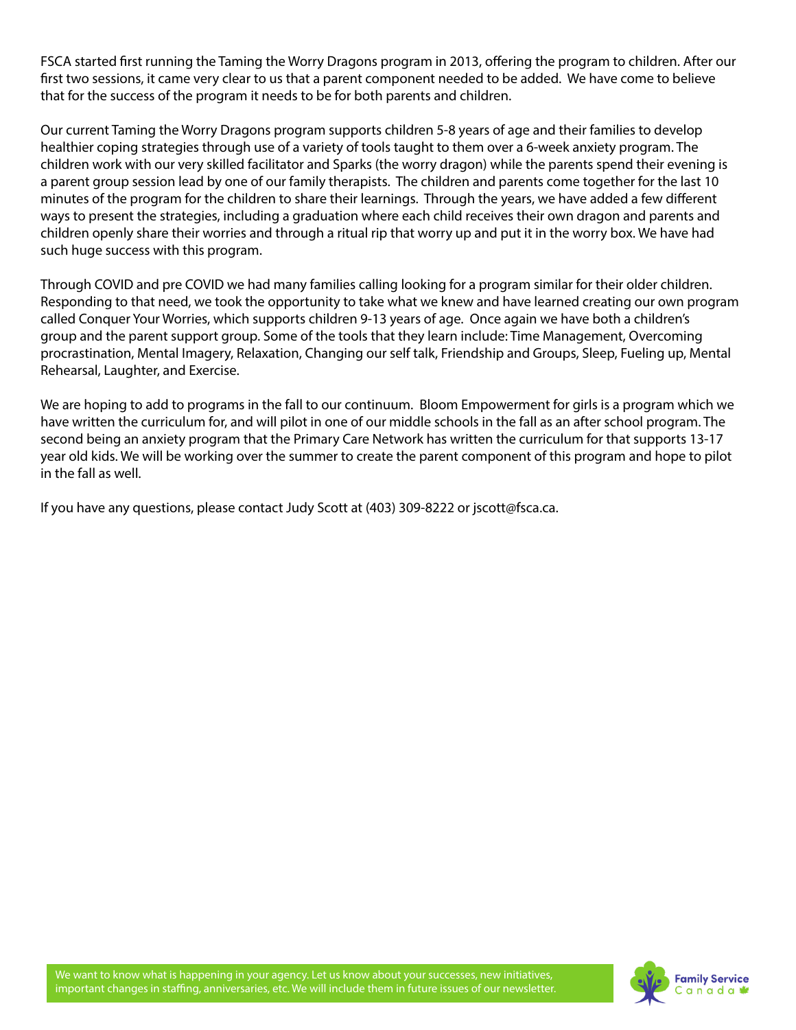FSCA started first running the Taming the Worry Dragons program in 2013, offering the program to children. After our first two sessions, it came very clear to us that a parent component needed to be added. We have come to believe that for the success of the program it needs to be for both parents and children.

Our current Taming the Worry Dragons program supports children 5-8 years of age and their families to develop healthier coping strategies through use of a variety of tools taught to them over a 6-week anxiety program. The children work with our very skilled facilitator and Sparks (the worry dragon) while the parents spend their evening is a parent group session lead by one of our family therapists. The children and parents come together for the last 10 minutes of the program for the children to share their learnings. Through the years, we have added a few different ways to present the strategies, including a graduation where each child receives their own dragon and parents and children openly share their worries and through a ritual rip that worry up and put it in the worry box. We have had such huge success with this program.

Through COVID and pre COVID we had many families calling looking for a program similar for their older children. Responding to that need, we took the opportunity to take what we knew and have learned creating our own program called Conquer Your Worries, which supports children 9-13 years of age. Once again we have both a children's group and the parent support group. Some of the tools that they learn include: Time Management, Overcoming procrastination, Mental Imagery, Relaxation, Changing our self talk, Friendship and Groups, Sleep, Fueling up, Mental Rehearsal, Laughter, and Exercise.

We are hoping to add to programs in the fall to our continuum. Bloom Empowerment for girls is a program which we have written the curriculum for, and will pilot in one of our middle schools in the fall as an after school program. The second being an anxiety program that the Primary Care Network has written the curriculum for that supports 13-17 year old kids. We will be working over the summer to create the parent component of this program and hope to pilot in the fall as well.

If you have any questions, please contact Judy Scott at (403) 309-8222 or jscott@fsca.ca.

We want to know what is happening in your agency. Let us know about your successes, new initiatives, important changes in staffing, anniversaries, etc. We will include them in future issues of our newsletter.

Family Service Canada